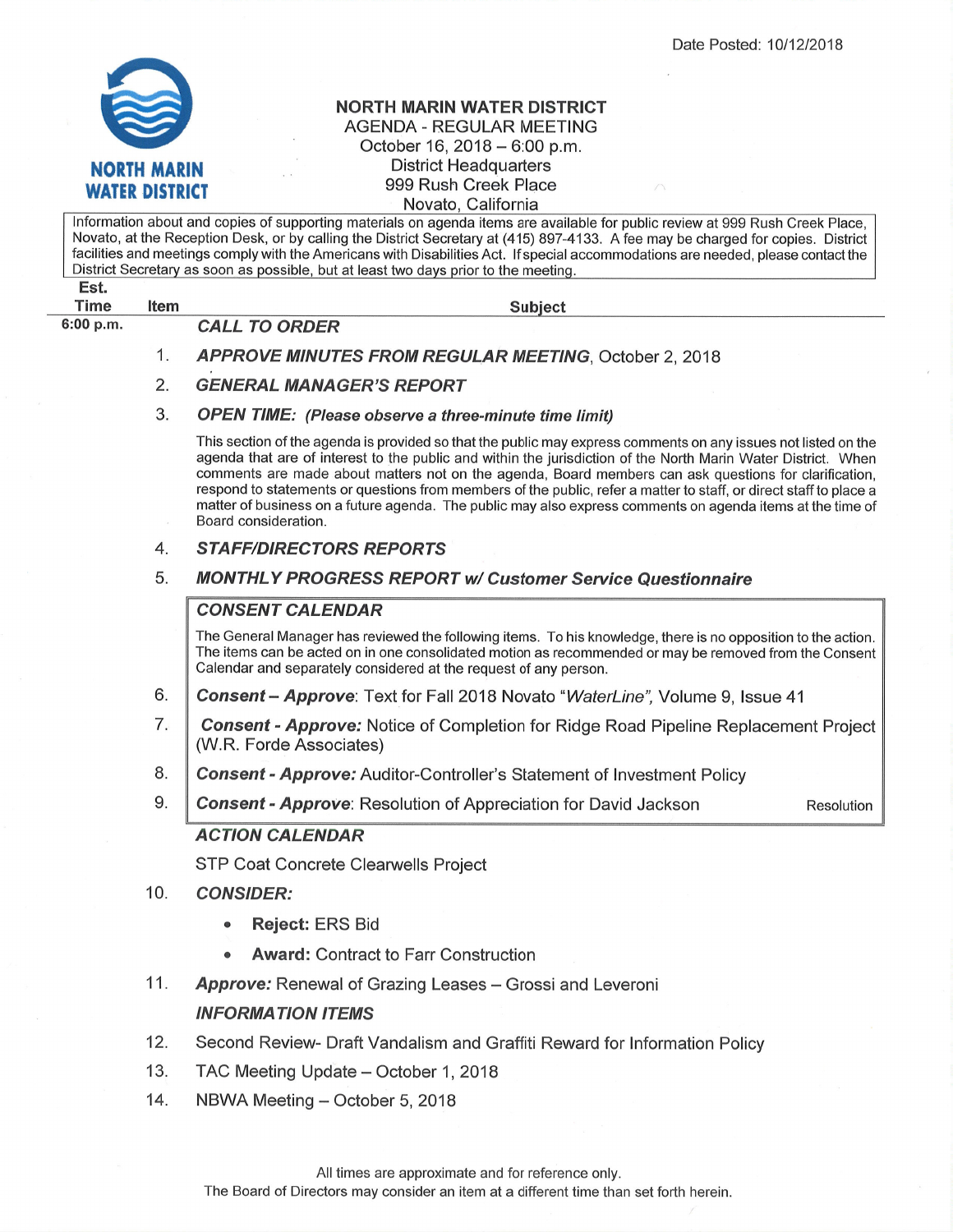Date Posted: 10/12/2018

NORTH MARIN WATER DISTRICT

# NORTH MARIN WATER DISTRICT
## AGENDA - REGULAR MEETING
October 16, 2018 – 6:00 p.m.
District Headquarters
999 Rush Creek Place
Novato, California

Information about and copies of supporting materials on agenda items are available for public review at 999 Rush Creek Place, Novato, at the Reception Desk, or by calling the District Secretary at (415) 897-4133. A fee may be charged for copies. District facilities and meetings comply with the Americans with Disabilities Act. If special accommodations are needed, please contact the District Secretary as soon as possible, but at least two days prior to the meeting.

| Est. Time | Item | Subject |
|---|---|---|
| 6:00 p.m. | | ***CALL TO ORDER*** |
| | 1. | ***APPROVE MINUTES FROM REGULAR MEETING***, October 2, 2018 |
| | 2. | ***GENERAL MANAGER'S REPORT*** |
| | 3. | ***OPEN TIME: (Please observe a three-minute time limit)*** |

This section of the agenda is provided so that the public may express comments on any issues not listed on the agenda that are of interest to the public and within the jurisdiction of the North Marin Water District. When comments are made about matters not on the agenda, Board members can ask questions for clarification, respond to statements or questions from members of the public, refer a matter to staff, or direct staff to place a matter of business on a future agenda. The public may also express comments on agenda items at the time of Board consideration.

4. ***STAFF/DIRECTORS REPORTS***
5. ***MONTHLY PROGRESS REPORT w/ Customer Service Questionnaire***

### *CONSENT CALENDAR*

The General Manager has reviewed the following items. To his knowledge, there is no opposition to the action. The items can be acted on in one consolidated motion as recommended or may be removed from the Consent Calendar and separately considered at the request of any person.

6. ***Consent – Approve***: Text for Fall 2018 Novato "*WaterLine*", Volume 9, Issue 41
7. ***Consent - Approve:*** Notice of Completion for Ridge Road Pipeline Replacement Project (W.R. Forde Associates)
8. ***Consent - Approve:*** Auditor-Controller's Statement of Investment Policy
9. ***Consent - Approve***: Resolution of Appreciation for David Jackson — Resolution

### *ACTION CALENDAR*

STP Coat Concrete Clearwells Project

10. ***CONSIDER:***
    - **Reject:** ERS Bid
    - **Award:** Contract to Farr Construction
11. ***Approve:*** Renewal of Grazing Leases – Grossi and Leveroni

### *INFORMATION ITEMS*

12. Second Review- Draft Vandalism and Graffiti Reward for Information Policy
13. TAC Meeting Update – October 1, 2018
14. NBWA Meeting – October 5, 2018

All times are approximate and for reference only.
The Board of Directors may consider an item at a different time than set forth herein.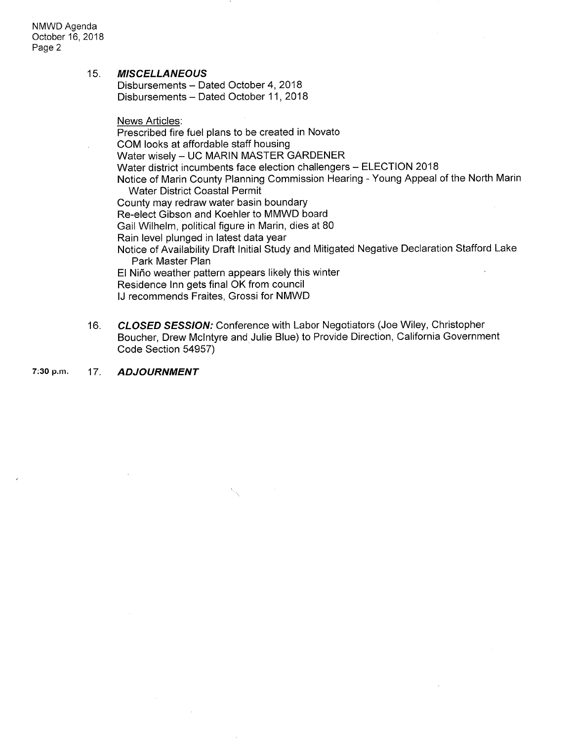15. ***MISCELLANEOUS***

Disbursements – Dated October 4, 2018
Disbursements – Dated October 11, 2018

News Articles:

Prescribed fire fuel plans to be created in Novato
COM looks at affordable staff housing
Water wisely – UC MARIN MASTER GARDENER
Water district incumbents face election challengers – ELECTION 2018
Notice of Marin County Planning Commission Hearing - Young Appeal of the North Marin Water District Coastal Permit
County may redraw water basin boundary
Re-elect Gibson and Koehler to MMWD board
Gail Wilhelm, political figure in Marin, dies at 80
Rain level plunged in latest data year
Notice of Availability Draft Initial Study and Mitigated Negative Declaration Stafford Lake Park Master Plan
El Niño weather pattern appears likely this winter
Residence Inn gets final OK from council
IJ recommends Fraites, Grossi for NMWD

16. ***CLOSED SESSION:*** Conference with Labor Negotiators (Joe Wiley, Christopher Boucher, Drew McIntyre and Julie Blue) to Provide Direction, California Government Code Section 54957)

7:30 p.m. 17. ***ADJOURNMENT***